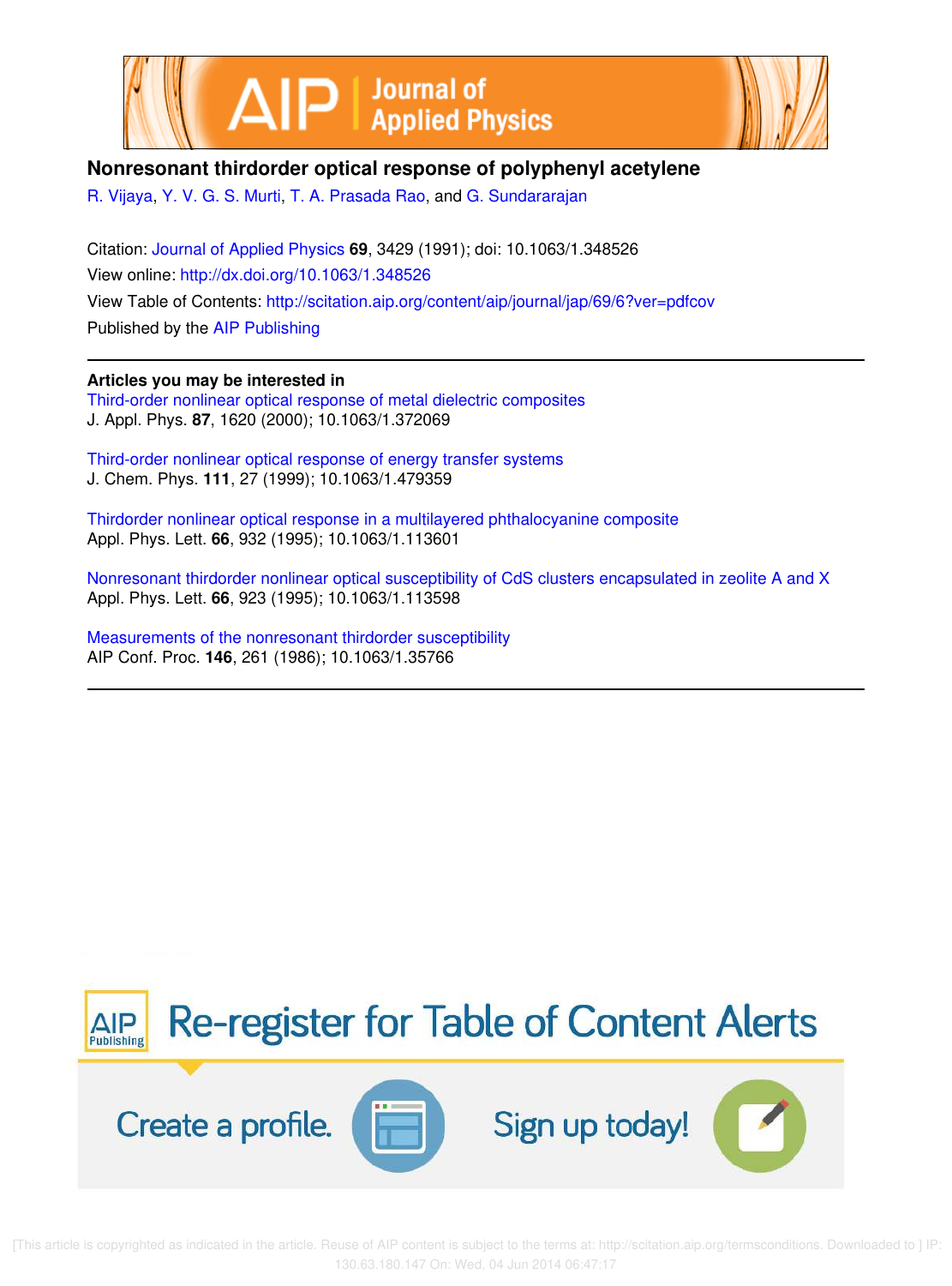# Nonresonant thirdorder optical response of polyphenyl acetylene

R. Vijaya, Y. V. G. S. Murti, T. A. Prasada Rao, and G. Sundararajan

Citation: Journal of Applied Physics **69**, 3429 (1991); doi: 10.1063/1.348526

View online: http://dx.doi.org/10.1063/1.348526

View Table of Contents: http://scitation.aip.org/content/aip/journal/jap/69/6?ver=pdfcov

Published by the AIP Publishing

---

**Articles you may be interested in**

Third-order nonlinear optical response of metal dielectric composites
J. Appl. Phys. **87**, 1620 (2000); 10.1063/1.372069

Third-order nonlinear optical response of energy transfer systems
J. Chem. Phys. **111**, 27 (1999); 10.1063/1.479359

Thirdorder nonlinear optical response in a multilayered phthalocyanine composite
Appl. Phys. Lett. **66**, 932 (1995); 10.1063/1.113601

Nonresonant thirdorder nonlinear optical susceptibility of CdS clusters encapsulated in zeolite A and X
Appl. Phys. Lett. **66**, 923 (1995); 10.1063/1.113598

Measurements of the nonresonant thirdorder susceptibility
AIP Conf. Proc. **146**, 261 (1986); 10.1063/1.35766

---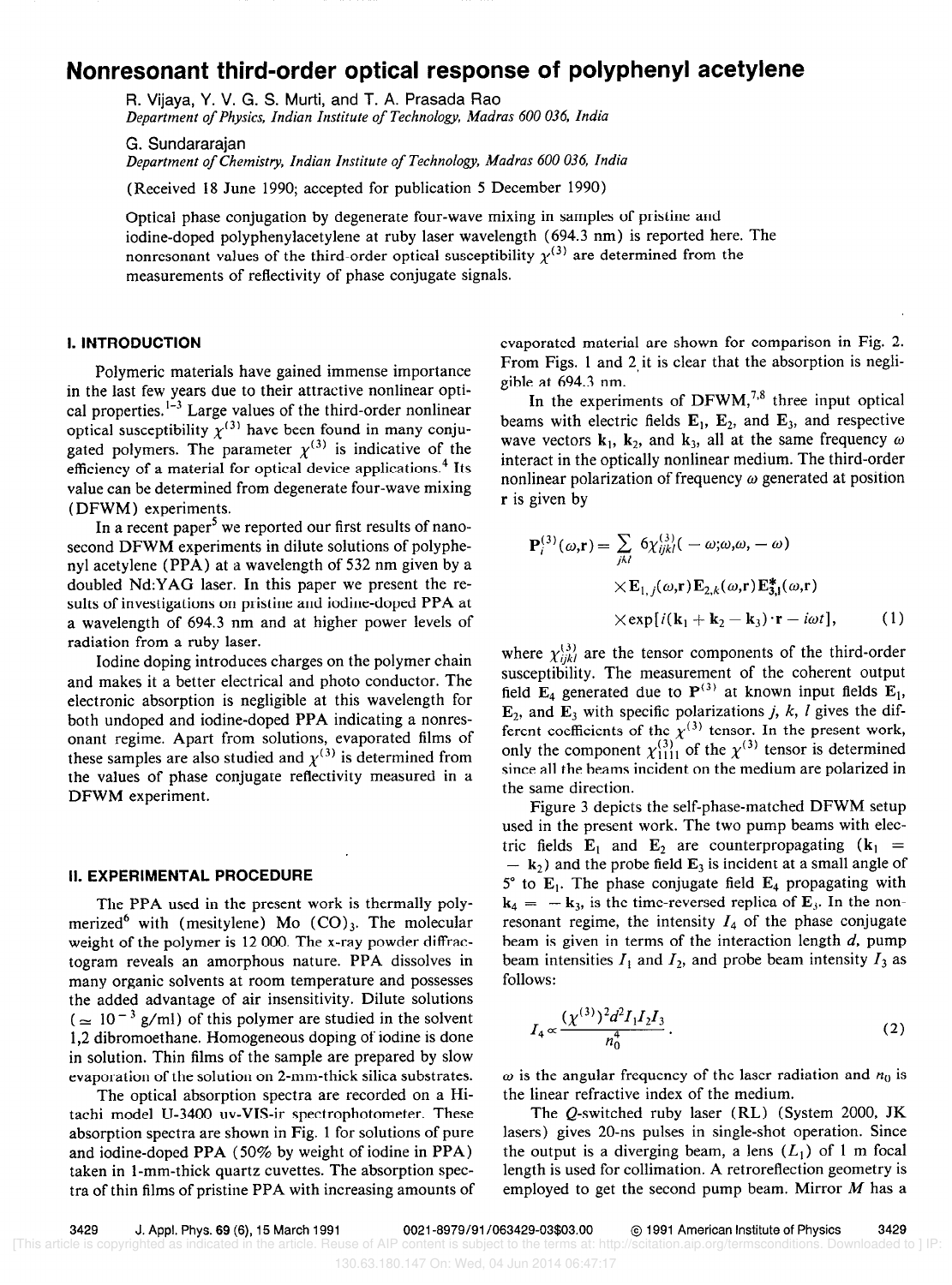# Nonresonant third-order optical response of polyphenyl acetylene

R. Vijaya, Y. V. G. S. Murti, and T. A. Prasada Rao
*Department of Physics, Indian Institute of Technology, Madras 600 036, India*

G. Sundararajan
*Department of Chemistry, Indian Institute of Technology, Madras 600 036, India*

(Received 18 June 1990; accepted for publication 5 December 1990)

Optical phase conjugation by degenerate four-wave mixing in samples of pristine and iodine-doped polyphenylacetylene at ruby laser wavelength (694.3 nm) is reported here. The nonresonant values of the third-order optical susceptibility $\chi^{(3)}$ are determined from the measurements of reflectivity of phase conjugate signals.

## I. INTRODUCTION

Polymeric materials have gained immense importance in the last few years due to their attractive nonlinear optical properties.[1-3] Large values of the third-order nonlinear optical susceptibility $\chi^{(3)}$ have been found in many conjugated polymers. The parameter $\chi^{(3)}$ is indicative of the efficiency of a material for optical device applications.[4] Its value can be determined from degenerate four-wave mixing (DFWM) experiments.

In a recent paper[5] we reported our first results of nanosecond DFWM experiments in dilute solutions of polyphenyl acetylene (PPA) at a wavelength of 532 nm given by a doubled Nd:YAG laser. In this paper we present the results of investigations on pristine and iodine-doped PPA at a wavelength of 694.3 nm and at higher power levels of radiation from a ruby laser.

Iodine doping introduces charges on the polymer chain and makes it a better electrical and photo conductor. The electronic absorption is negligible at this wavelength for both undoped and iodine-doped PPA indicating a nonresonant regime. Apart from solutions, evaporated films of these samples are also studied and $\chi^{(3)}$ is determined from the values of phase conjugate reflectivity measured in a DFWM experiment.

## II. EXPERIMENTAL PROCEDURE

The PPA used in the present work is thermally polymerized[6] with (mesitylene) Mo $(CO)_3$. The molecular weight of the polymer is 12 000. The x-ray powder diffractogram reveals an amorphous nature. PPA dissolves in many organic solvents at room temperature and possesses the added advantage of air insensitivity. Dilute solutions ($\simeq 10^{-3}$ g/ml) of this polymer are studied in the solvent 1,2 dibromoethane. Homogeneous doping of iodine is done in solution. Thin films of the sample are prepared by slow evaporation of the solution on 2-mm-thick silica substrates.

The optical absorption spectra are recorded on a Hitachi model U-3400 uv-VIS-ir spectrophotometer. These absorption spectra are shown in Fig. 1 for solutions of pure and iodine-doped PPA (50% by weight of iodine in PPA) taken in 1-mm-thick quartz cuvettes. The absorption spectra of thin films of pristine PPA with increasing amounts of evaporated material are shown for comparison in Fig. 2. From Figs. 1 and 2 it is clear that the absorption is negligible at 694.3 nm.

In the experiments of DFWM,[7,8] three input optical beams with electric fields $\mathbf{E}_1$, $\mathbf{E}_2$, and $\mathbf{E}_3$, and respective wave vectors $\mathbf{k}_1$, $\mathbf{k}_2$, and $\mathbf{k}_3$, all at the same frequency $\omega$ interact in the optically nonlinear medium. The third-order nonlinear polarization of frequency $\omega$ generated at position $\mathbf{r}$ is given by

$$\mathbf{P}_i^{(3)}(\omega,\mathbf{r}) = \sum_{jkl} 6\chi_{ijkl}^{(3)}(-\omega;\omega,\omega,-\omega) \times \mathbf{E}_{1,j}(\omega,\mathbf{r})\mathbf{E}_{2,k}(\omega,\mathbf{r})\mathbf{E}_{3,l}^{*}(\omega,\mathbf{r}) \times \exp[i(\mathbf{k}_1+\mathbf{k}_2-\mathbf{k}_3)\cdot\mathbf{r} - i\omega t], \quad (1)$$

where $\chi_{ijkl}^{(3)}$ are the tensor components of the third-order susceptibility. The measurement of the coherent output field $\mathbf{E}_4$ generated due to $\mathbf{P}^{(3)}$ at known input fields $\mathbf{E}_1$, $\mathbf{E}_2$, and $\mathbf{E}_3$ with specific polarizations $j$, $k$, $l$ gives the different coefficients of the $\chi^{(3)}$ tensor. In the present work, only the component $\chi_{1111}^{(3)}$ of the $\chi^{(3)}$ tensor is determined since all the beams incident on the medium are polarized in the same direction.

Figure 3 depicts the self-phase-matched DFWM setup used in the present work. The two pump beams with electric fields $\mathbf{E}_1$ and $\mathbf{E}_2$ are counterpropagating ($\mathbf{k}_1 = -\mathbf{k}_2$) and the probe field $\mathbf{E}_3$ is incident at a small angle of 5° to $\mathbf{E}_1$. The phase conjugate field $\mathbf{E}_4$ propagating with $\mathbf{k}_4 = -\mathbf{k}_3$, is the time-reversed replica of $\mathbf{E}_3$. In the nonresonant regime, the intensity $I_4$ of the phase conjugate beam is given in terms of the interaction length $d$, pump beam intensities $I_1$ and $I_2$, and probe beam intensity $I_3$ as follows:

$$I_4 \propto \frac{(\chi^{(3)})^2 d^2 I_1 I_2 I_3}{n_0^4}. \quad (2)$$

$\omega$ is the angular frequency of the laser radiation and $n_0$ is the linear refractive index of the medium.

The $Q$-switched ruby laser (RL) (System 2000, JK lasers) gives 20-ns pulses in single-shot operation. Since the output is a diverging beam, a lens ($L_1$) of 1 m focal length is used for collimation. A retroreflection geometry is employed to get the second pump beam. Mirror $M$ has a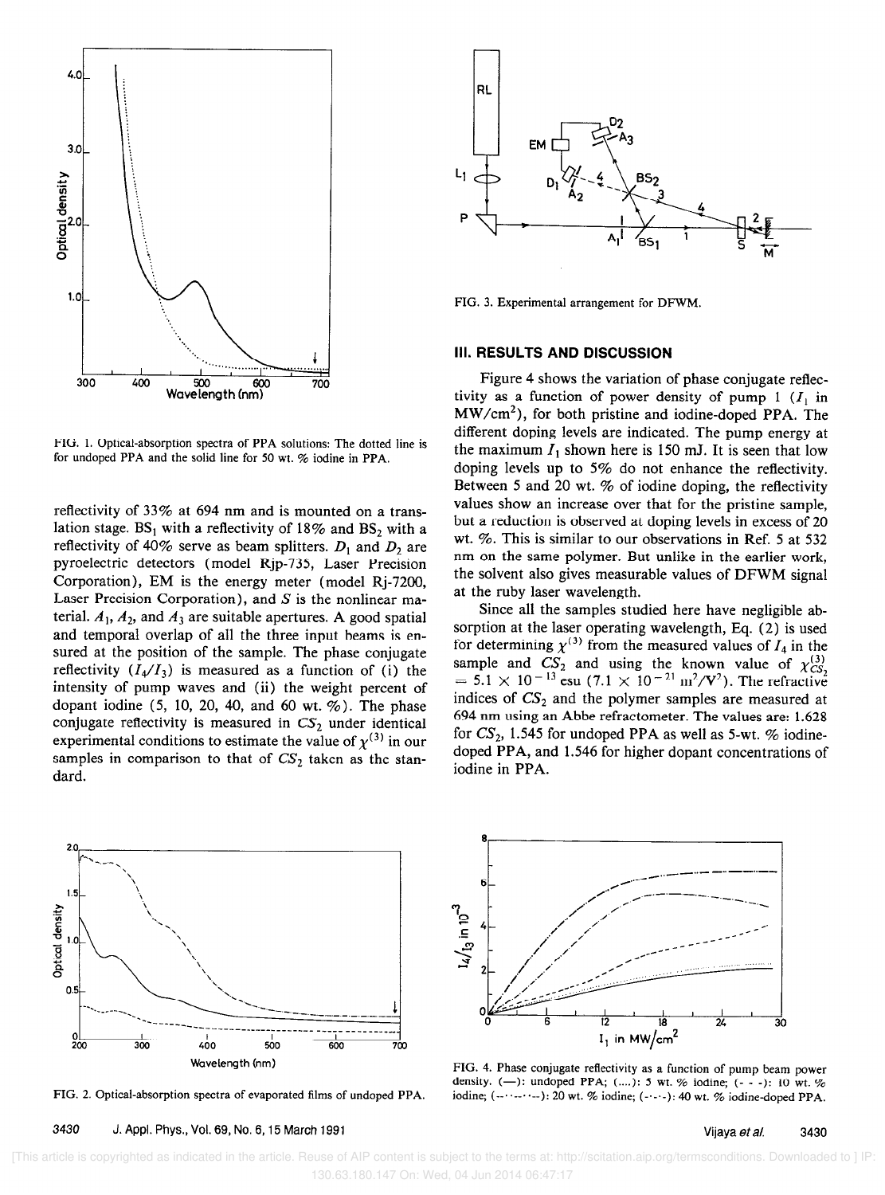FIG. 1. Optical-absorption spectra of PPA solutions: The dotted line is for undoped PPA and the solid line for 50 wt. % iodine in PPA.

reflectivity of 33% at 694 nm and is mounted on a translation stage. $BS_1$ with a reflectivity of 18% and $BS_2$ with a reflectivity of 40% serve as beam splitters. $D_1$ and $D_2$ are pyroelectric detectors (model Rjp-735, Laser Precision Corporation), EM is the energy meter (model Rj-7200, Laser Precision Corporation), and $S$ is the nonlinear material. $A_1$, $A_2$, and $A_3$ are suitable apertures. A good spatial and temporal overlap of all the three input beams is ensured at the position of the sample. The phase conjugate reflectivity ($I_4/I_3$) is measured as a function of (i) the intensity of pump waves and (ii) the weight percent of dopant iodine (5, 10, 20, 40, and 60 wt. %). The phase conjugate reflectivity is measured in $CS_2$ under identical experimental conditions to estimate the value of $\chi^{(3)}$ in our samples in comparison to that of $CS_2$ taken as the standard.

FIG. 3. Experimental arrangement for DFWM.

## III. RESULTS AND DISCUSSION

Figure 4 shows the variation of phase conjugate reflectivity as a function of power density of pump 1 ($I_1$ in $MW/cm^2$), for both pristine and iodine-doped PPA. The different doping levels are indicated. The pump energy at the maximum $I_1$ shown here is 150 mJ. It is seen that low doping levels up to 5% do not enhance the reflectivity. Between 5 and 20 wt. % of iodine doping, the reflectivity values show an increase over that for the pristine sample, but a reduction is observed at doping levels in excess of 20 wt. %. This is similar to our observations in Ref. 5 at 532 nm on the same polymer. But unlike in the earlier work, the solvent also gives measurable values of DFWM signal at the ruby laser wavelength.

Since all the samples studied here have negligible absorption at the laser operating wavelength, Eq. (2) is used for determining $\chi^{(3)}$ from the measured values of $I_4$ in the sample and $CS_2$ and using the known value of $\chi^{(3)}_{CS_2} = 5.1 \times 10^{-13}$ esu ($7.1 \times 10^{-21}$ $m^2/V^2$). The refractive indices of $CS_2$ and the polymer samples are measured at 694 nm using an Abbe refractometer. The values are: 1.628 for $CS_2$, 1.545 for undoped PPA as well as 5-wt. % iodine-doped PPA, and 1.546 for higher dopant concentrations of iodine in PPA.

FIG. 2. Optical-absorption spectra of evaporated films of undoped PPA.

FIG. 4. Phase conjugate reflectivity as a function of pump beam power density. (—): undoped PPA; (....): 5 wt. % iodine; (- - -): 10 wt. % iodine; (--·--·--): 20 wt. % iodine; (-·-·-): 40 wt. % iodine-doped PPA.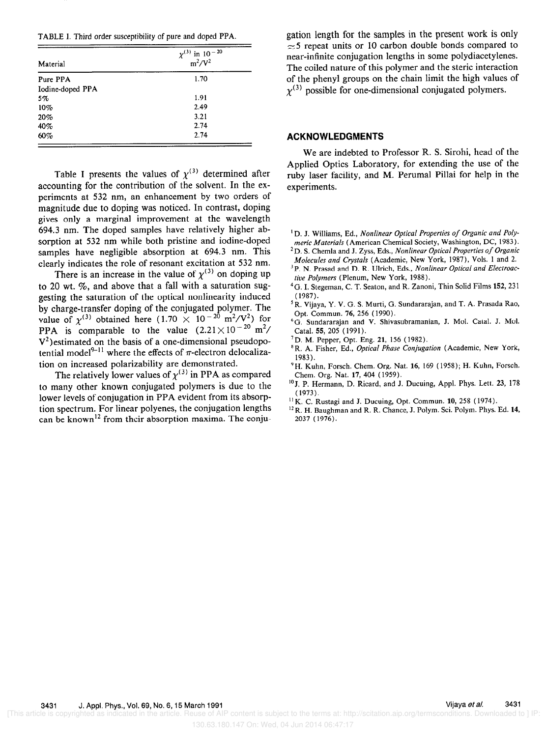TABLE I. Third order susceptibility of pure and doped PPA.

| Material | $\chi^{(3)}$ in $10^{-20}$ $m^2/V^2$ |
|---|---|
| Pure PPA | 1.70 |
| Iodine-doped PPA | |
| 5% | 1.91 |
| 10% | 2.49 |
| 20% | 3.21 |
| 40% | 2.74 |
| 60% | 2.74 |

Table I presents the values of $\chi^{(3)}$ determined after accounting for the contribution of the solvent. In the experiments at 532 nm, an enhancement by two orders of magnitude due to doping was noticed. In contrast, doping gives only a marginal improvement at the wavelength 694.3 nm. The doped samples have relatively higher absorption at 532 nm while both pristine and iodine-doped samples have negligible absorption at 694.3 nm. This clearly indicates the role of resonant excitation at 532 nm.

There is an increase in the value of $\chi^{(3)}$ on doping up to 20 wt. %, and above that a fall with a saturation suggesting the saturation of the optical nonlinearity induced by charge-transfer doping of the conjugated polymer. The value of $\chi^{(3)}$ obtained here ($1.70 \times 10^{-20}$ $m^2/V^2$) for PPA is comparable to the value ($2.21 \times 10^{-20}$ $m^2/V^2$) estimated on the basis of a one-dimensional pseudopotential model[9-11] where the effects of $\pi$-electron delocalization on increased polarizability are demonstrated.

The relatively lower values of $\chi^{(3)}$ in PPA as compared to many other known conjugated polymers is due to the lower levels of conjugation in PPA evident from its absorption spectrum. For linear polyenes, the conjugation lengths can be known[12] from their absorption maxima. The conjugation length for the samples in the present work is only $\simeq 5$ repeat units or 10 carbon double bonds compared to near-infinite conjugation lengths in some polydiacetylenes. The coiled nature of this polymer and the steric interaction of the phenyl groups on the chain limit the high values of $\chi^{(3)}$ possible for one-dimensional conjugated polymers.

## ACKNOWLEDGMENTS

We are indebted to Professor R. S. Sirohi, head of the Applied Optics Laboratory, for extending the use of the ruby laser facility, and M. Perumal Pillai for help in the experiments.

[1] D. J. Williams, Ed., *Nonlinear Optical Properties of Organic and Polymeric Materials* (American Chemical Society, Washington, DC, 1983).

[2] D. S. Chemla and J. Zyss, Eds., *Nonlinear Optical Properties of Organic Molecules and Crystals* (Academic, New York, 1987), Vols. 1 and 2.

[3] P. N. Prasad and D. R. Ulrich, Eds., *Nonlinear Optical and Electroactive Polymers* (Plenum, New York, 1988).

[4] G. I. Stegeman, C. T. Seaton, and R. Zanoni, Thin Solid Films **152**, 231 (1987).

[5] R. Vijaya, Y. V. G. S. Murti, G. Sundararajan, and T. A. Prasada Rao, Opt. Commun. **76**, 256 (1990).

[6] G. Sundararajan and V. Shivasubramanian, J. Mol. Catal. J. Mol. Catal. **55**, 205 (1991).

[7] D. M. Pepper, Opt. Eng. **21**, 156 (1982).

[8] R. A. Fisher, Ed., *Optical Phase Conjugation* (Academic, New York, 1983).

[9] H. Kuhn, Forsch. Chem. Org. Nat. **16**, 169 (1958); H. Kuhn, Forsch. Chem. Org. Nat. **17**, 404 (1959).

[10] J. P. Hermann, D. Ricard, and J. Ducuing, Appl. Phys. Lett. **23**, 178 (1973).

[11] K. C. Rustagi and J. Ducuing, Opt. Commun. **10**, 258 (1974).

[12] R. H. Baughman and R. R. Chance, J. Polym. Sci. Polym. Phys. Ed. **14**, 2037 (1976).